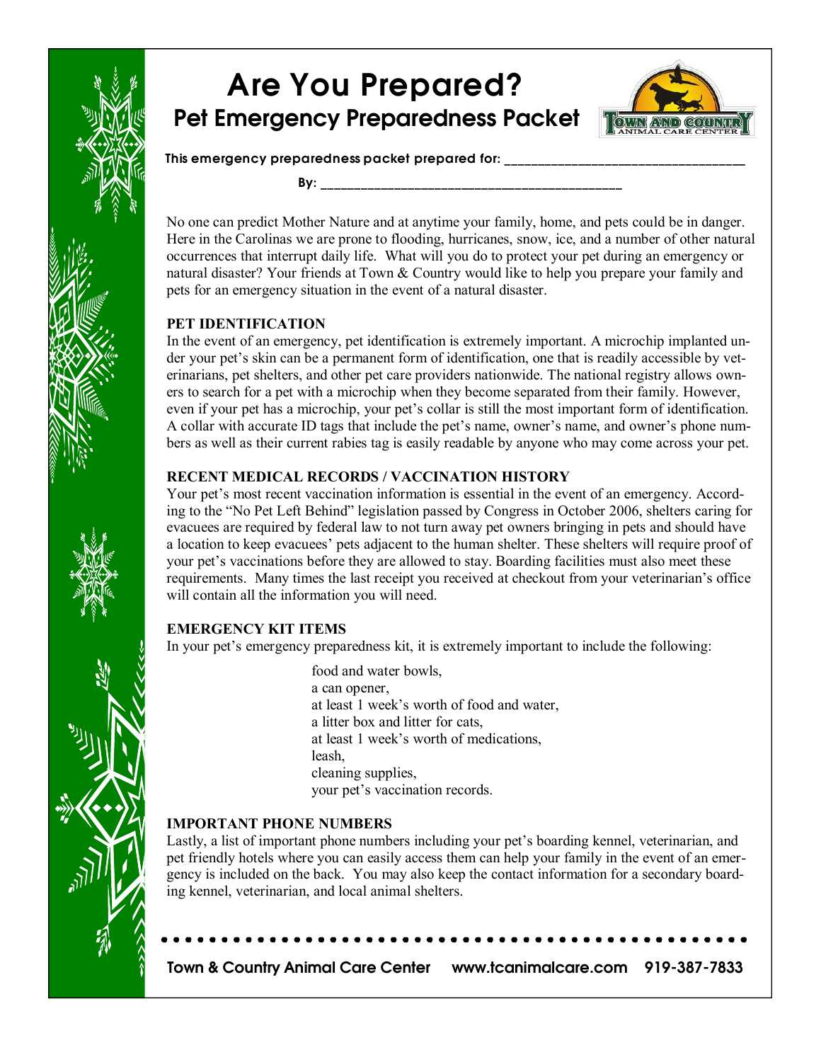# Are You Prepared?

## Pet Emergency Preparedness Packet

**This emergency preparedness packet prepared for: ______________________________**

**By: ______________________________**

No one can predict Mother Nature and at anytime your family, home, and pets could be in danger. Here in the Carolinas we are prone to flooding, hurricanes, snow, ice, and a number of other natural occurrences that interrupt daily life. What will you do to protect your pet during an emergency or natural disaster? Your friends at Town & Country would like to help you prepare your family and pets for an emergency situation in the event of a natural disaster.

### PET IDENTIFICATION

In the event of an emergency, pet identification is extremely important. A microchip implanted under your pet's skin can be a permanent form of identification, one that is readily accessible by veterinarians, pet shelters, and other pet care providers nationwide. The national registry allows owners to search for a pet with a microchip when they become separated from their family. However, even if your pet has a microchip, your pet's collar is still the most important form of identification. A collar with accurate ID tags that include the pet's name, owner's name, and owner's phone numbers as well as their current rabies tag is easily readable by anyone who may come across your pet.

### RECENT MEDICAL RECORDS / VACCINATION HISTORY

Your pet's most recent vaccination information is essential in the event of an emergency. According to the "No Pet Left Behind" legislation passed by Congress in October 2006, shelters caring for evacuees are required by federal law to not turn away pet owners bringing in pets and should have a location to keep evacuees' pets adjacent to the human shelter. These shelters will require proof of your pet's vaccinations before they are allowed to stay. Boarding facilities must also meet these requirements. Many times the last receipt you received at checkout from your veterinarian's office will contain all the information you will need.

### EMERGENCY KIT ITEMS

In your pet's emergency preparedness kit, it is extremely important to include the following:

- food and water bowls,
- a can opener,
- at least 1 week's worth of food and water,
- a litter box and litter for cats,
- at least 1 week's worth of medications,
- leash,
- cleaning supplies,
- your pet's vaccination records.

### IMPORTANT PHONE NUMBERS

Lastly, a list of important phone numbers including your pet's boarding kennel, veterinarian, and pet friendly hotels where you can easily access them can help your family in the event of an emergency is included on the back. You may also keep the contact information for a secondary boarding kennel, veterinarian, and local animal shelters.

**Town & Country Animal Care Center www.tcanimalcare.com 919-387-7833**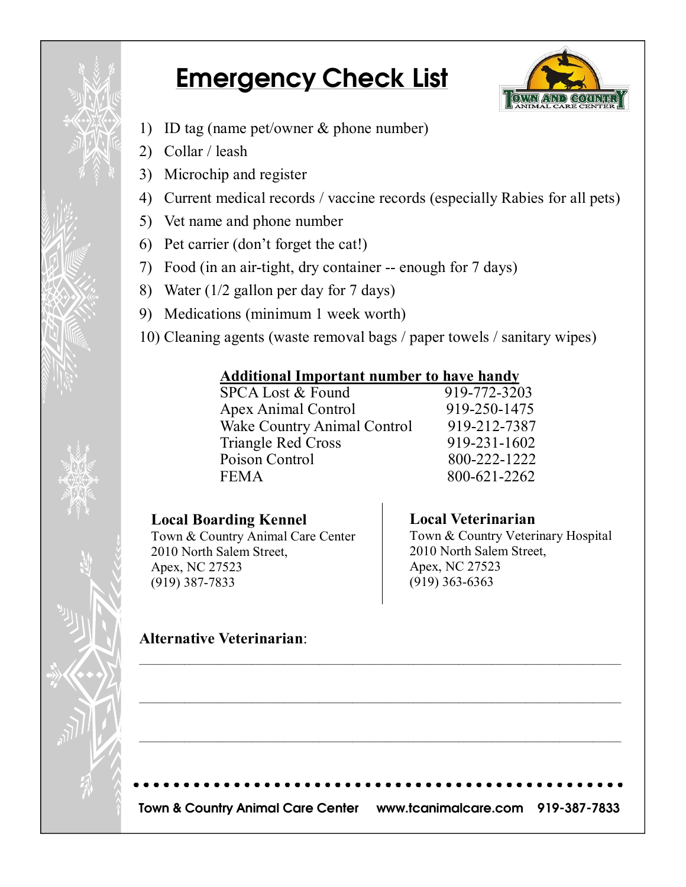# Emergency Check List

1) ID tag (name pet/owner & phone number)
2) Collar / leash
3) Microchip and register
4) Current medical records / vaccine records (especially Rabies for all pets)
5) Vet name and phone number
6) Pet carrier (don't forget the cat!)
7) Food (in an air-tight, dry container -- enough for 7 days)
8) Water (1/2 gallon per day for 7 days)
9) Medications (minimum 1 week worth)
10) Cleaning agents (waste removal bags / paper towels / sanitary wipes)

**Additional Important number to have handy**

| | |
|---|---|
| SPCA Lost & Found | 919-772-3203 |
| Apex Animal Control | 919-250-1475 |
| Wake Country Animal Control | 919-212-7387 |
| Triangle Red Cross | 919-231-1602 |
| Poison Control | 800-222-1222 |
| FEMA | 800-621-2262 |

**Local Boarding Kennel**
Town & Country Animal Care Center
2010 North Salem Street,
Apex, NC 27523
(919) 387-7833

**Local Veterinarian**
Town & Country Veterinary Hospital
2010 North Salem Street,
Apex, NC 27523
(919) 363-6363

**Alternative Veterinarian**:

\_\_\_\_\_\_\_\_\_\_\_\_\_\_\_\_\_\_\_\_\_\_\_\_\_\_\_\_\_\_\_\_\_\_\_\_\_\_\_\_\_\_\_\_\_\_\_\_

\_\_\_\_\_\_\_\_\_\_\_\_\_\_\_\_\_\_\_\_\_\_\_\_\_\_\_\_\_\_\_\_\_\_\_\_\_\_\_\_\_\_\_\_\_\_\_\_

\_\_\_\_\_\_\_\_\_\_\_\_\_\_\_\_\_\_\_\_\_\_\_\_\_\_\_\_\_\_\_\_\_\_\_\_\_\_\_\_\_\_\_\_\_\_\_\_

Town & Country Animal Care Center www.tcanimalcare.com 919-387-7833